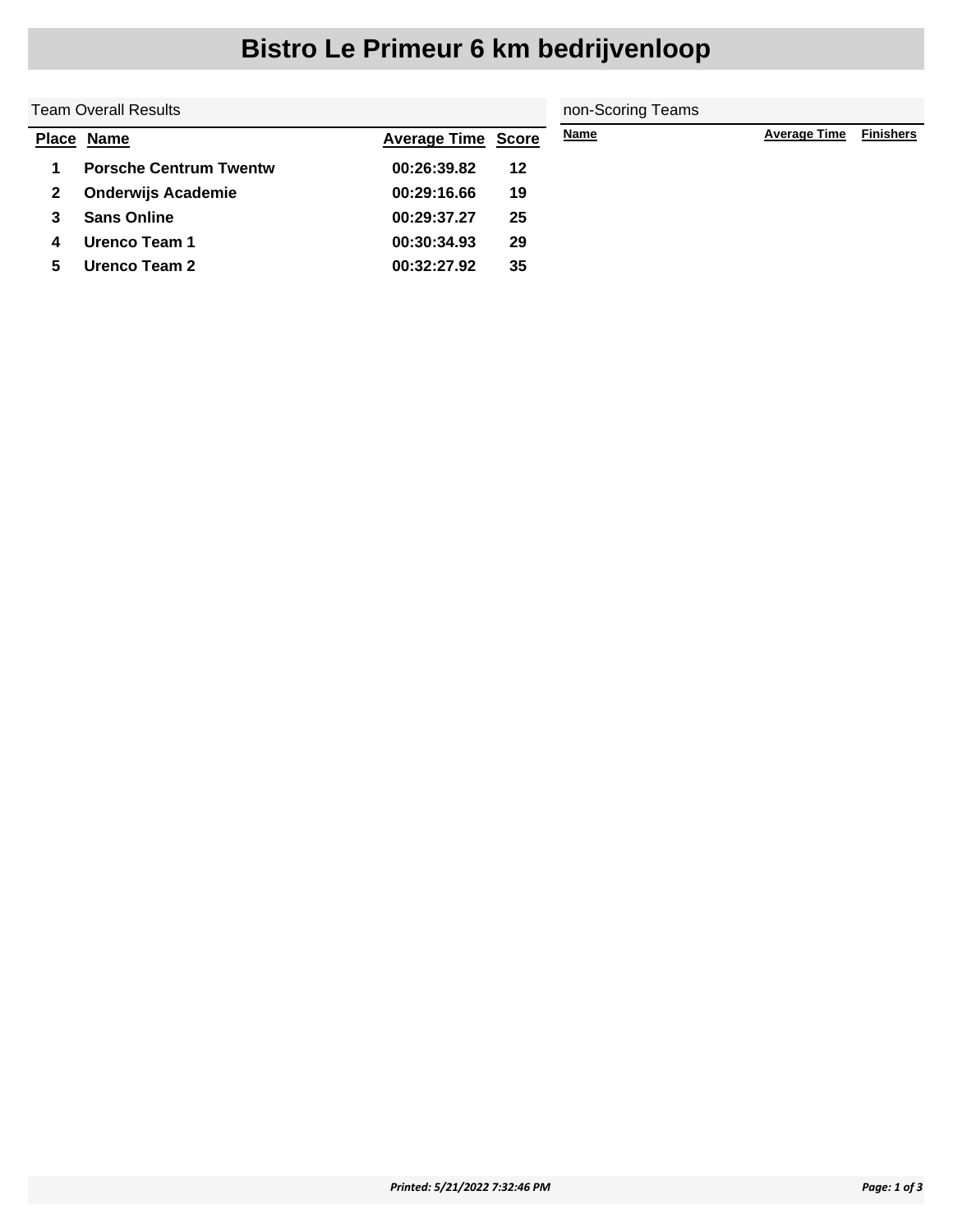# Bistro Le Primeur 6 km bedrijvenloop

## Team Overall Results

| Place | Name | Average Time | Score |
|---|---|---|---|
| 1 | Porsche Centrum Twentw | 00:26:39.82 | 12 |
| 2 | Onderwijs Academie | 00:29:16.66 | 19 |
| 3 | Sans Online | 00:29:37.27 | 25 |
| 4 | Urenco Team 1 | 00:30:34.93 | 29 |
| 5 | Urenco Team 2 | 00:32:27.92 | 35 |

## non-Scoring Teams

| Name | Average Time | Finishers |
|---|---|---|

*Printed: 5/21/2022 7:32:46 PM*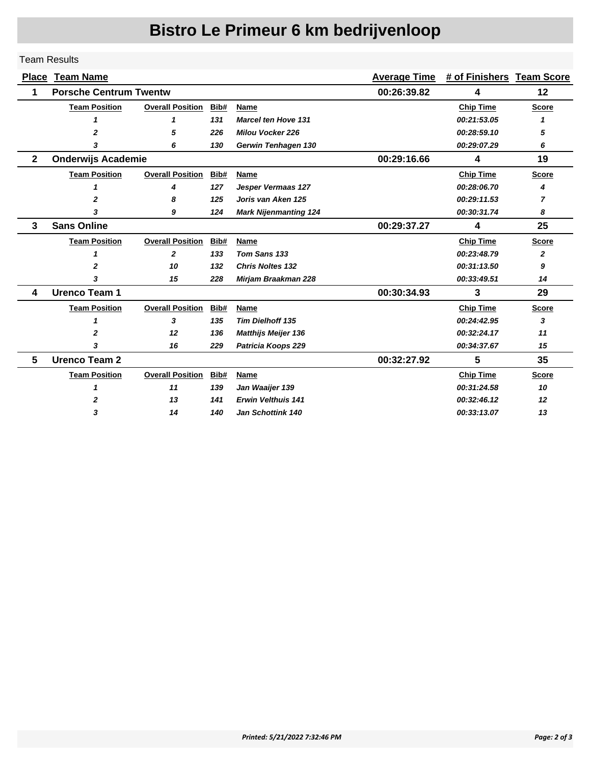# Bistro Le Primeur 6 km bedrijvenloop

Team Results

| Place | Team Name | | | | Average Time | # of Finishers | Team Score |
|---|---|---|---|---|---|---|---|
| 1 | Porsche Centrum Twentw | | | | 00:26:39.82 | 4 | 12 |
| | **Team Position** | **Overall Position** | **Bib#** | **Name** | | **Chip Time** | **Score** |
| | *1* | *1* | *131* | *Marcel ten Hove 131* | | *00:21:53.05* | *1* |
| | *2* | *5* | *226* | *Milou Vocker 226* | | *00:28:59.10* | *5* |
| | *3* | *6* | *130* | *Gerwin Tenhagen 130* | | *00:29:07.29* | *6* |
| 2 | Onderwijs Academie | | | | 00:29:16.66 | 4 | 19 |
| | **Team Position** | **Overall Position** | **Bib#** | **Name** | | **Chip Time** | **Score** |
| | *1* | *4* | *127* | *Jesper Vermaas 127* | | *00:28:06.70* | *4* |
| | *2* | *8* | *125* | *Joris van Aken 125* | | *00:29:11.53* | *7* |
| | *3* | *9* | *124* | *Mark Nijenmanting 124* | | *00:30:31.74* | *8* |
| 3 | Sans Online | | | | 00:29:37.27 | 4 | 25 |
| | **Team Position** | **Overall Position** | **Bib#** | **Name** | | **Chip Time** | **Score** |
| | *1* | *2* | *133* | *Tom Sans 133* | | *00:23:48.79* | *2* |
| | *2* | *10* | *132* | *Chris Noltes 132* | | *00:31:13.50* | *9* |
| | *3* | *15* | *228* | *Mirjam Braakman 228* | | *00:33:49.51* | *14* |
| 4 | Urenco Team 1 | | | | 00:30:34.93 | 3 | 29 |
| | **Team Position** | **Overall Position** | **Bib#** | **Name** | | **Chip Time** | **Score** |
| | *1* | *3* | *135* | *Tim Dielhoff 135* | | *00:24:42.95* | *3* |
| | *2* | *12* | *136* | *Matthijs Meijer 136* | | *00:32:24.17* | *11* |
| | *3* | *16* | *229* | *Patricia Koops 229* | | *00:34:37.67* | *15* |
| 5 | Urenco Team 2 | | | | 00:32:27.92 | 5 | 35 |
| | **Team Position** | **Overall Position** | **Bib#** | **Name** | | **Chip Time** | **Score** |
| | *1* | *11* | *139* | *Jan Waaijer 139* | | *00:31:24.58* | *10* |
| | *2* | *13* | *141* | *Erwin Velthuis 141* | | *00:32:46.12* | *12* |
| | *3* | *14* | *140* | *Jan Schottink 140* | | *00:33:13.07* | *13* |

*Printed: 5/21/2022 7:32:46 PM*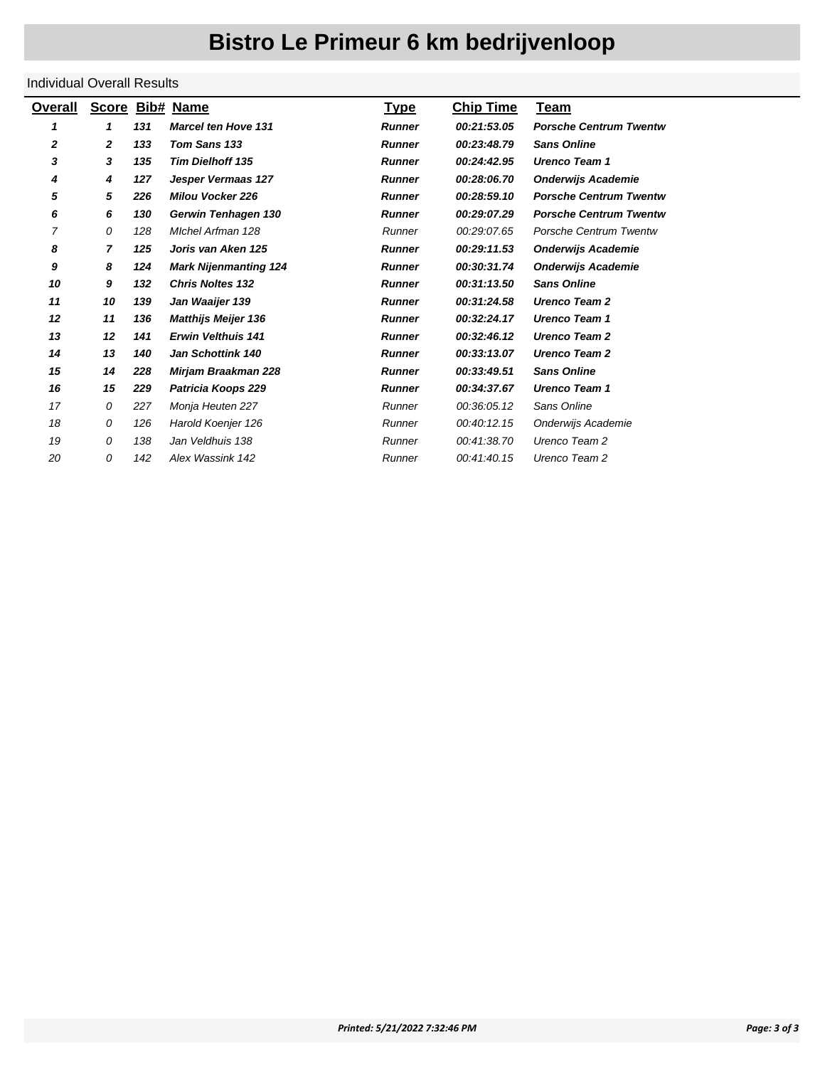# Bistro Le Primeur 6 km bedrijvenloop

Individual Overall Results

| Overall | Score | Bib# | Name | Type | Chip Time | Team |
|---|---|---|---|---|---|---|
| **1** | **1** | **131** | **Marcel ten Hove 131** | **Runner** | **00:21:53.05** | **Porsche Centrum Twentw** |
| **2** | **2** | **133** | **Tom Sans 133** | **Runner** | **00:23:48.79** | **Sans Online** |
| **3** | **3** | **135** | **Tim Dielhoff 135** | **Runner** | **00:24:42.95** | **Urenco Team 1** |
| **4** | **4** | **127** | **Jesper Vermaas 127** | **Runner** | **00:28:06.70** | **Onderwijs Academie** |
| **5** | **5** | **226** | **Milou Vocker 226** | **Runner** | **00:28:59.10** | **Porsche Centrum Twentw** |
| **6** | **6** | **130** | **Gerwin Tenhagen 130** | **Runner** | **00:29:07.29** | **Porsche Centrum Twentw** |
| 7 | 0 | 128 | MIchel Arfman 128 | Runner | 00:29:07.65 | Porsche Centrum Twentw |
| **8** | **7** | **125** | **Joris van Aken 125** | **Runner** | **00:29:11.53** | **Onderwijs Academie** |
| **9** | **8** | **124** | **Mark Nijenmanting 124** | **Runner** | **00:30:31.74** | **Onderwijs Academie** |
| **10** | **9** | **132** | **Chris Noltes 132** | **Runner** | **00:31:13.50** | **Sans Online** |
| **11** | **10** | **139** | **Jan Waaijer 139** | **Runner** | **00:31:24.58** | **Urenco Team 2** |
| **12** | **11** | **136** | **Matthijs Meijer 136** | **Runner** | **00:32:24.17** | **Urenco Team 1** |
| **13** | **12** | **141** | **Erwin Velthuis 141** | **Runner** | **00:32:46.12** | **Urenco Team 2** |
| **14** | **13** | **140** | **Jan Schottink 140** | **Runner** | **00:33:13.07** | **Urenco Team 2** |
| **15** | **14** | **228** | **Mirjam Braakman 228** | **Runner** | **00:33:49.51** | **Sans Online** |
| **16** | **15** | **229** | **Patricia Koops 229** | **Runner** | **00:34:37.67** | **Urenco Team 1** |
| 17 | 0 | 227 | Monja Heuten 227 | Runner | 00:36:05.12 | Sans Online |
| 18 | 0 | 126 | Harold Koenjer 126 | Runner | 00:40:12.15 | Onderwijs Academie |
| 19 | 0 | 138 | Jan Veldhuis 138 | Runner | 00:41:38.70 | Urenco Team 2 |
| 20 | 0 | 142 | Alex Wassink 142 | Runner | 00:41:40.15 | Urenco Team 2 |

*Printed: 5/21/2022 7:32:46 PM*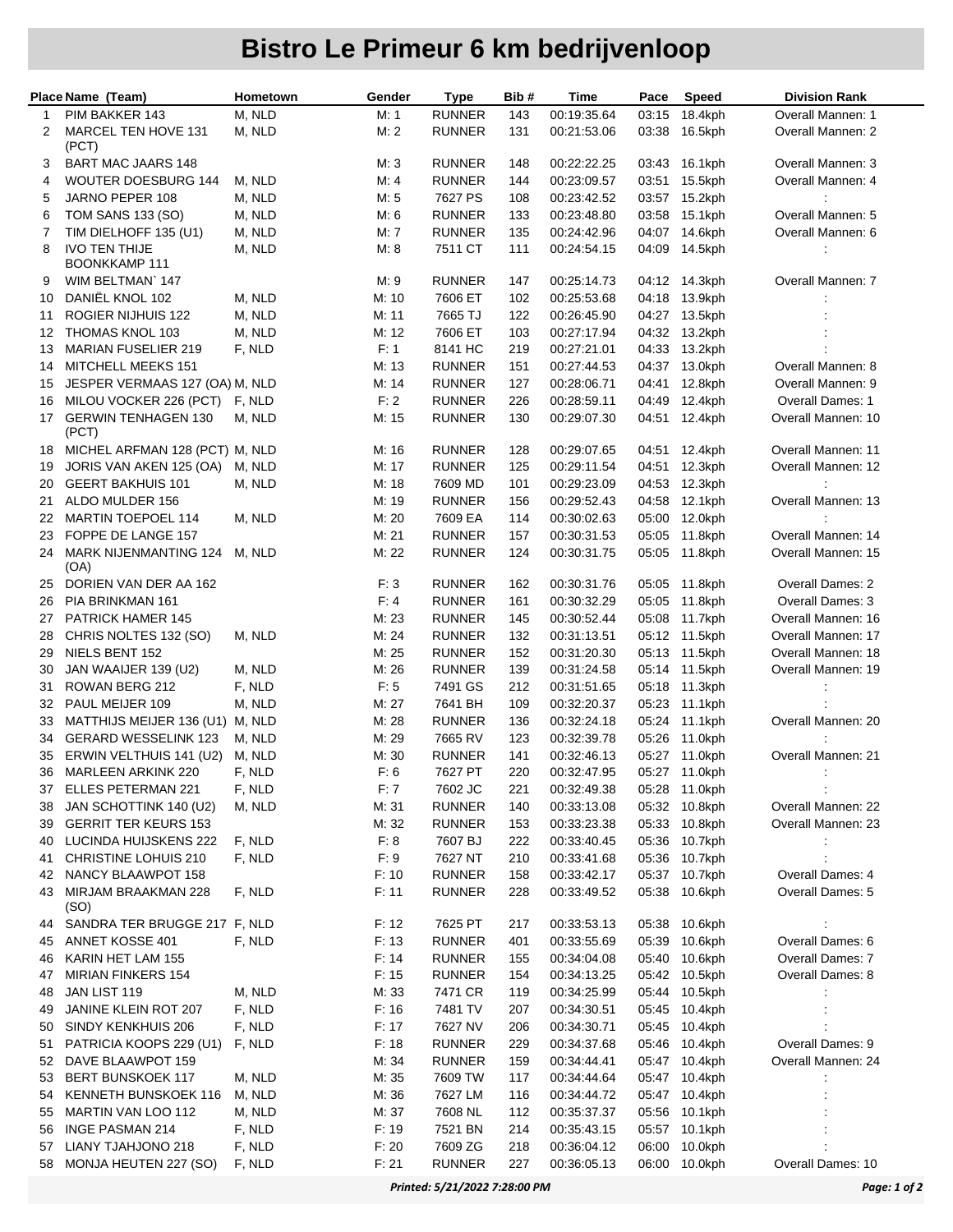# Bistro Le Primeur 6 km bedrijvenloop

| Place | Name (Team) | Hometown | Gender | Type | Bib # | Time | Pace | Speed | Division Rank |
|---|---|---|---|---|---|---|---|---|---|
| 1 | PIM BAKKER 143 | M, NLD | M: 1 | RUNNER | 143 | 00:19:35.64 | 03:15 | 18.4kph | Overall Mannen: 1 |
| 2 | MARCEL TEN HOVE 131 (PCT) | M, NLD | M: 2 | RUNNER | 131 | 00:21:53.06 | 03:38 | 16.5kph | Overall Mannen: 2 |
| 3 | BART MAC JAARS 148 | | M: 3 | RUNNER | 148 | 00:22:22.25 | 03:43 | 16.1kph | Overall Mannen: 3 |
| 4 | WOUTER DOESBURG 144 | M, NLD | M: 4 | RUNNER | 144 | 00:23:09.57 | 03:51 | 15.5kph | Overall Mannen: 4 |
| 5 | JARNO PEPER 108 | M, NLD | M: 5 | 7627 PS | 108 | 00:23:42.52 | 03:57 | 15.2kph | : |
| 6 | TOM SANS 133 (SO) | M, NLD | M: 6 | RUNNER | 133 | 00:23:48.80 | 03:58 | 15.1kph | Overall Mannen: 5 |
| 7 | TIM DIELHOFF 135 (U1) | M, NLD | M: 7 | RUNNER | 135 | 00:24:42.96 | 04:07 | 14.6kph | Overall Mannen: 6 |
| 8 | IVO TEN THIJE BOONKKAMP 111 | M, NLD | M: 8 | 7511 CT | 111 | 00:24:54.15 | 04:09 | 14.5kph | : |
| 9 | WIM BELTMAN` 147 | | M: 9 | RUNNER | 147 | 00:25:14.73 | 04:12 | 14.3kph | Overall Mannen: 7 |
| 10 | DANIËL KNOL 102 | M, NLD | M: 10 | 7606 ET | 102 | 00:25:53.68 | 04:18 | 13.9kph | : |
| 11 | ROGIER NIJHUIS 122 | M, NLD | M: 11 | 7665 TJ | 122 | 00:26:45.90 | 04:27 | 13.5kph | : |
| 12 | THOMAS KNOL 103 | M, NLD | M: 12 | 7606 ET | 103 | 00:27:17.94 | 04:32 | 13.2kph | : |
| 13 | MARIAN FUSELIER 219 | F, NLD | F: 1 | 8141 HC | 219 | 00:27:21.01 | 04:33 | 13.2kph | : |
| 14 | MITCHELL MEEKS 151 | | M: 13 | RUNNER | 151 | 00:27:44.53 | 04:37 | 13.0kph | Overall Mannen: 8 |
| 15 | JESPER VERMAAS 127 (OA) | M, NLD | M: 14 | RUNNER | 127 | 00:28:06.71 | 04:41 | 12.8kph | Overall Mannen: 9 |
| 16 | MILOU VOCKER 226 (PCT) | F, NLD | F: 2 | RUNNER | 226 | 00:28:59.11 | 04:49 | 12.4kph | Overall Dames: 1 |
| 17 | GERWIN TENHAGEN 130 (PCT) | M, NLD | M: 15 | RUNNER | 130 | 00:29:07.30 | 04:51 | 12.4kph | Overall Mannen: 10 |
| 18 | MICHEL ARFMAN 128 (PCT) | M, NLD | M: 16 | RUNNER | 128 | 00:29:07.65 | 04:51 | 12.4kph | Overall Mannen: 11 |
| 19 | JORIS VAN AKEN 125 (OA) | M, NLD | M: 17 | RUNNER | 125 | 00:29:11.54 | 04:51 | 12.3kph | Overall Mannen: 12 |
| 20 | GEERT BAKHUIS 101 | M, NLD | M: 18 | 7609 MD | 101 | 00:29:23.09 | 04:53 | 12.3kph | : |
| 21 | ALDO MULDER 156 | | M: 19 | RUNNER | 156 | 00:29:52.43 | 04:58 | 12.1kph | Overall Mannen: 13 |
| 22 | MARTIN TOEPOEL 114 | M, NLD | M: 20 | 7609 EA | 114 | 00:30:02.63 | 05:00 | 12.0kph | : |
| 23 | FOPPE DE LANGE 157 | | M: 21 | RUNNER | 157 | 00:30:31.53 | 05:05 | 11.8kph | Overall Mannen: 14 |
| 24 | MARK NIJENMANTING 124 (OA) | M, NLD | M: 22 | RUNNER | 124 | 00:30:31.75 | 05:05 | 11.8kph | Overall Mannen: 15 |
| 25 | DORIEN VAN DER AA 162 | | F: 3 | RUNNER | 162 | 00:30:31.76 | 05:05 | 11.8kph | Overall Dames: 2 |
| 26 | PIA BRINKMAN 161 | | F: 4 | RUNNER | 161 | 00:30:32.29 | 05:05 | 11.8kph | Overall Dames: 3 |
| 27 | PATRICK HAMER 145 | | M: 23 | RUNNER | 145 | 00:30:52.44 | 05:08 | 11.7kph | Overall Mannen: 16 |
| 28 | CHRIS NOLTES 132 (SO) | M, NLD | M: 24 | RUNNER | 132 | 00:31:13.51 | 05:12 | 11.5kph | Overall Mannen: 17 |
| 29 | NIELS BENT 152 | | M: 25 | RUNNER | 152 | 00:31:20.30 | 05:13 | 11.5kph | Overall Mannen: 18 |
| 30 | JAN WAAIJER 139 (U2) | M, NLD | M: 26 | RUNNER | 139 | 00:31:24.58 | 05:14 | 11.5kph | Overall Mannen: 19 |
| 31 | ROWAN BERG 212 | F, NLD | F: 5 | 7491 GS | 212 | 00:31:51.65 | 05:18 | 11.3kph | : |
| 32 | PAUL MEIJER 109 | M, NLD | M: 27 | 7641 BH | 109 | 00:32:20.37 | 05:23 | 11.1kph | : |
| 33 | MATTHIJS MEIJER 136 (U1) | M, NLD | M: 28 | RUNNER | 136 | 00:32:24.18 | 05:24 | 11.1kph | Overall Mannen: 20 |
| 34 | GERARD WESSELINK 123 | M, NLD | M: 29 | 7665 RV | 123 | 00:32:39.78 | 05:26 | 11.0kph | : |
| 35 | ERWIN VELTHUIS 141 (U2) | M, NLD | M: 30 | RUNNER | 141 | 00:32:46.13 | 05:27 | 11.0kph | Overall Mannen: 21 |
| 36 | MARLEEN ARKINK 220 | F, NLD | F: 6 | 7627 PT | 220 | 00:32:47.95 | 05:27 | 11.0kph | : |
| 37 | ELLES PETERMAN 221 | F, NLD | F: 7 | 7602 JC | 221 | 00:32:49.38 | 05:28 | 11.0kph | : |
| 38 | JAN SCHOTTINK 140 (U2) | M, NLD | M: 31 | RUNNER | 140 | 00:33:13.08 | 05:32 | 10.8kph | Overall Mannen: 22 |
| 39 | GERRIT TER KEURS 153 | | M: 32 | RUNNER | 153 | 00:33:23.38 | 05:33 | 10.8kph | Overall Mannen: 23 |
| 40 | LUCINDA HUIJSKENS 222 | F, NLD | F: 8 | 7607 BJ | 222 | 00:33:40.45 | 05:36 | 10.7kph | : |
| 41 | CHRISTINE LOHUIS 210 | F, NLD | F: 9 | 7627 NT | 210 | 00:33:41.68 | 05:36 | 10.7kph | : |
| 42 | NANCY BLAAWPOT 158 | | F: 10 | RUNNER | 158 | 00:33:42.17 | 05:37 | 10.7kph | Overall Dames: 4 |
| 43 | MIRJAM BRAAKMAN 228 (SO) | F, NLD | F: 11 | RUNNER | 228 | 00:33:49.52 | 05:38 | 10.6kph | Overall Dames: 5 |
| 44 | SANDRA TER BRUGGE 217 | F, NLD | F: 12 | 7625 PT | 217 | 00:33:53.13 | 05:38 | 10.6kph | : |
| 45 | ANNET KOSSE 401 | F, NLD | F: 13 | RUNNER | 401 | 00:33:55.69 | 05:39 | 10.6kph | Overall Dames: 6 |
| 46 | KARIN HET LAM 155 | | F: 14 | RUNNER | 155 | 00:34:04.08 | 05:40 | 10.6kph | Overall Dames: 7 |
| 47 | MIRIAN FINKERS 154 | | F: 15 | RUNNER | 154 | 00:34:13.25 | 05:42 | 10.5kph | Overall Dames: 8 |
| 48 | JAN LIST 119 | M, NLD | M: 33 | 7471 CR | 119 | 00:34:25.99 | 05:44 | 10.5kph | : |
| 49 | JANINE KLEIN ROT 207 | F, NLD | F: 16 | 7481 TV | 207 | 00:34:30.51 | 05:45 | 10.4kph | : |
| 50 | SINDY KENKHUIS 206 | F, NLD | F: 17 | 7627 NV | 206 | 00:34:30.71 | 05:45 | 10.4kph | : |
| 51 | PATRICIA KOOPS 229 (U1) | F, NLD | F: 18 | RUNNER | 229 | 00:34:37.68 | 05:46 | 10.4kph | Overall Dames: 9 |
| 52 | DAVE BLAAWPOT 159 | | M: 34 | RUNNER | 159 | 00:34:44.41 | 05:47 | 10.4kph | Overall Mannen: 24 |
| 53 | BERT BUNSKOEK 117 | M, NLD | M: 35 | 7609 TW | 117 | 00:34:44.64 | 05:47 | 10.4kph | : |
| 54 | KENNETH BUNSKOEK 116 | M, NLD | M: 36 | 7627 LM | 116 | 00:34:44.72 | 05:47 | 10.4kph | : |
| 55 | MARTIN VAN LOO 112 | M, NLD | M: 37 | 7608 NL | 112 | 00:35:37.37 | 05:56 | 10.1kph | : |
| 56 | INGE PASMAN 214 | F, NLD | F: 19 | 7521 BN | 214 | 00:35:43.15 | 05:57 | 10.1kph | : |
| 57 | LIANY TJAHJONO 218 | F, NLD | F: 20 | 7609 ZG | 218 | 00:36:04.12 | 06:00 | 10.0kph | : |
| 58 | MONJA HEUTEN 227 (SO) | F, NLD | F: 21 | RUNNER | 227 | 00:36:05.13 | 06:00 | 10.0kph | Overall Dames: 10 |

*Printed: 5/21/2022 7:28:00 PM*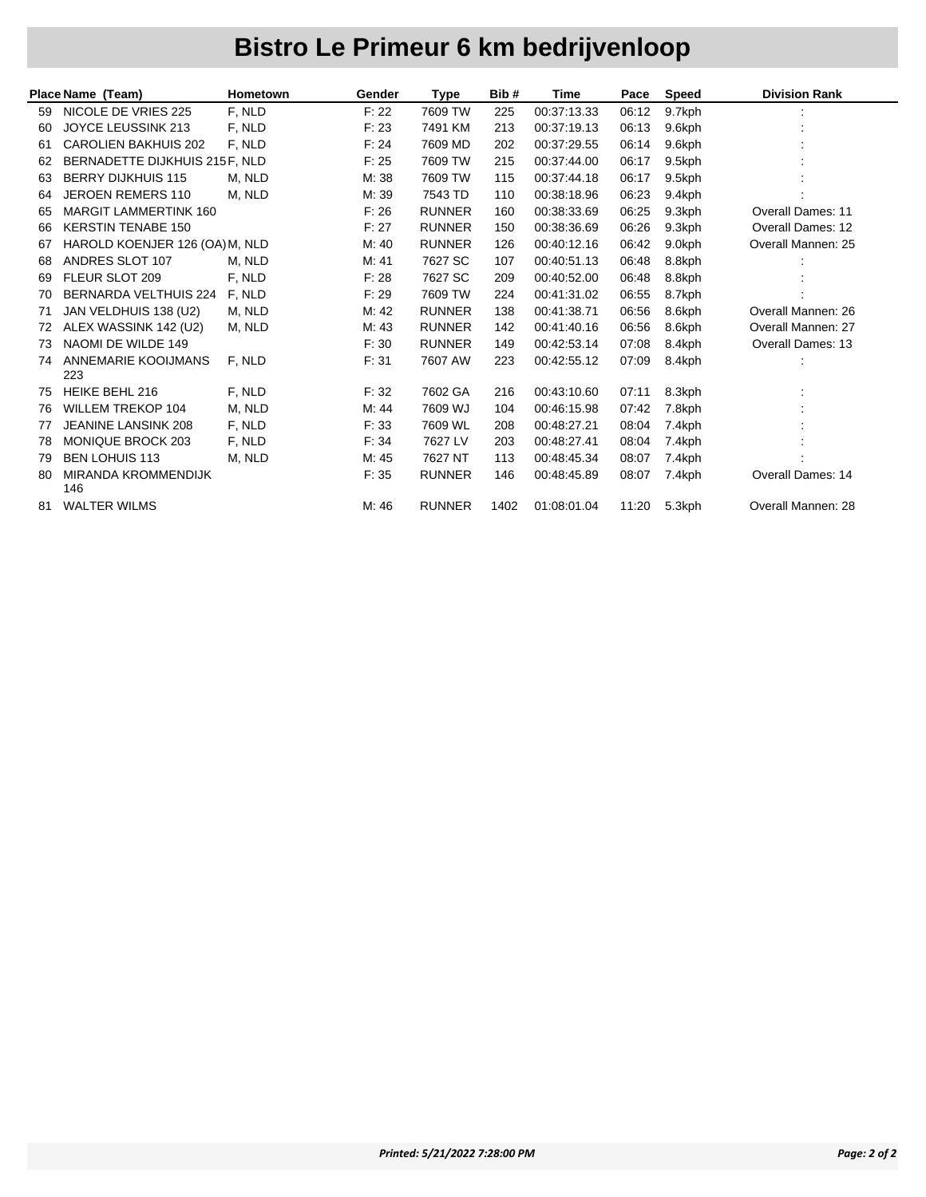# Bistro Le Primeur 6 km bedrijvenloop

| Place | Name (Team) | Hometown | Gender | Type | Bib # | Time | Pace | Speed | Division Rank |
|---|---|---|---|---|---|---|---|---|---|
| 59 | NICOLE DE VRIES 225 | F, NLD | F: 22 | 7609 TW | 225 | 00:37:13.33 | 06:12 | 9.7kph | : |
| 60 | JOYCE LEUSSINK 213 | F, NLD | F: 23 | 7491 KM | 213 | 00:37:19.13 | 06:13 | 9.6kph | : |
| 61 | CAROLIEN BAKHUIS 202 | F, NLD | F: 24 | 7609 MD | 202 | 00:37:29.55 | 06:14 | 9.6kph | : |
| 62 | BERNADETTE DIJKHUIS 215 | F, NLD | F: 25 | 7609 TW | 215 | 00:37:44.00 | 06:17 | 9.5kph | : |
| 63 | BERRY DIJKHUIS 115 | M, NLD | M: 38 | 7609 TW | 115 | 00:37:44.18 | 06:17 | 9.5kph | : |
| 64 | JEROEN REMERS 110 | M, NLD | M: 39 | 7543 TD | 110 | 00:38:18.96 | 06:23 | 9.4kph | : |
| 65 | MARGIT LAMMERTINK 160 | | F: 26 | RUNNER | 160 | 00:38:33.69 | 06:25 | 9.3kph | Overall Dames: 11 |
| 66 | KERSTIN TENABE 150 | | F: 27 | RUNNER | 150 | 00:38:36.69 | 06:26 | 9.3kph | Overall Dames: 12 |
| 67 | HAROLD KOENJER 126 (OA) | M, NLD | M: 40 | RUNNER | 126 | 00:40:12.16 | 06:42 | 9.0kph | Overall Mannen: 25 |
| 68 | ANDRES SLOT 107 | M, NLD | M: 41 | 7627 SC | 107 | 00:40:51.13 | 06:48 | 8.8kph | : |
| 69 | FLEUR SLOT 209 | F, NLD | F: 28 | 7627 SC | 209 | 00:40:52.00 | 06:48 | 8.8kph | : |
| 70 | BERNARDA VELTHUIS 224 | F, NLD | F: 29 | 7609 TW | 224 | 00:41:31.02 | 06:55 | 8.7kph | : |
| 71 | JAN VELDHUIS 138 (U2) | M, NLD | M: 42 | RUNNER | 138 | 00:41:38.71 | 06:56 | 8.6kph | Overall Mannen: 26 |
| 72 | ALEX WASSINK 142 (U2) | M, NLD | M: 43 | RUNNER | 142 | 00:41:40.16 | 06:56 | 8.6kph | Overall Mannen: 27 |
| 73 | NAOMI DE WILDE 149 | | F: 30 | RUNNER | 149 | 00:42:53.14 | 07:08 | 8.4kph | Overall Dames: 13 |
| 74 | ANNEMARIE KOOIJMANS 223 | F, NLD | F: 31 | 7607 AW | 223 | 00:42:55.12 | 07:09 | 8.4kph | : |
| 75 | HEIKE BEHL 216 | F, NLD | F: 32 | 7602 GA | 216 | 00:43:10.60 | 07:11 | 8.3kph | : |
| 76 | WILLEM TREKOP 104 | M, NLD | M: 44 | 7609 WJ | 104 | 00:46:15.98 | 07:42 | 7.8kph | : |
| 77 | JEANINE LANSINK 208 | F, NLD | F: 33 | 7609 WL | 208 | 00:48:27.21 | 08:04 | 7.4kph | : |
| 78 | MONIQUE BROCK 203 | F, NLD | F: 34 | 7627 LV | 203 | 00:48:27.41 | 08:04 | 7.4kph | : |
| 79 | BEN LOHUIS 113 | M, NLD | M: 45 | 7627 NT | 113 | 00:48:45.34 | 08:07 | 7.4kph | : |
| 80 | MIRANDA KROMMENDIJK 146 | | F: 35 | RUNNER | 146 | 00:48:45.89 | 08:07 | 7.4kph | Overall Dames: 14 |
| 81 | WALTER WILMS | | M: 46 | RUNNER | 1402 | 01:08:01.04 | 11:20 | 5.3kph | Overall Mannen: 28 |

*Printed: 5/21/2022 7:28:00 PM*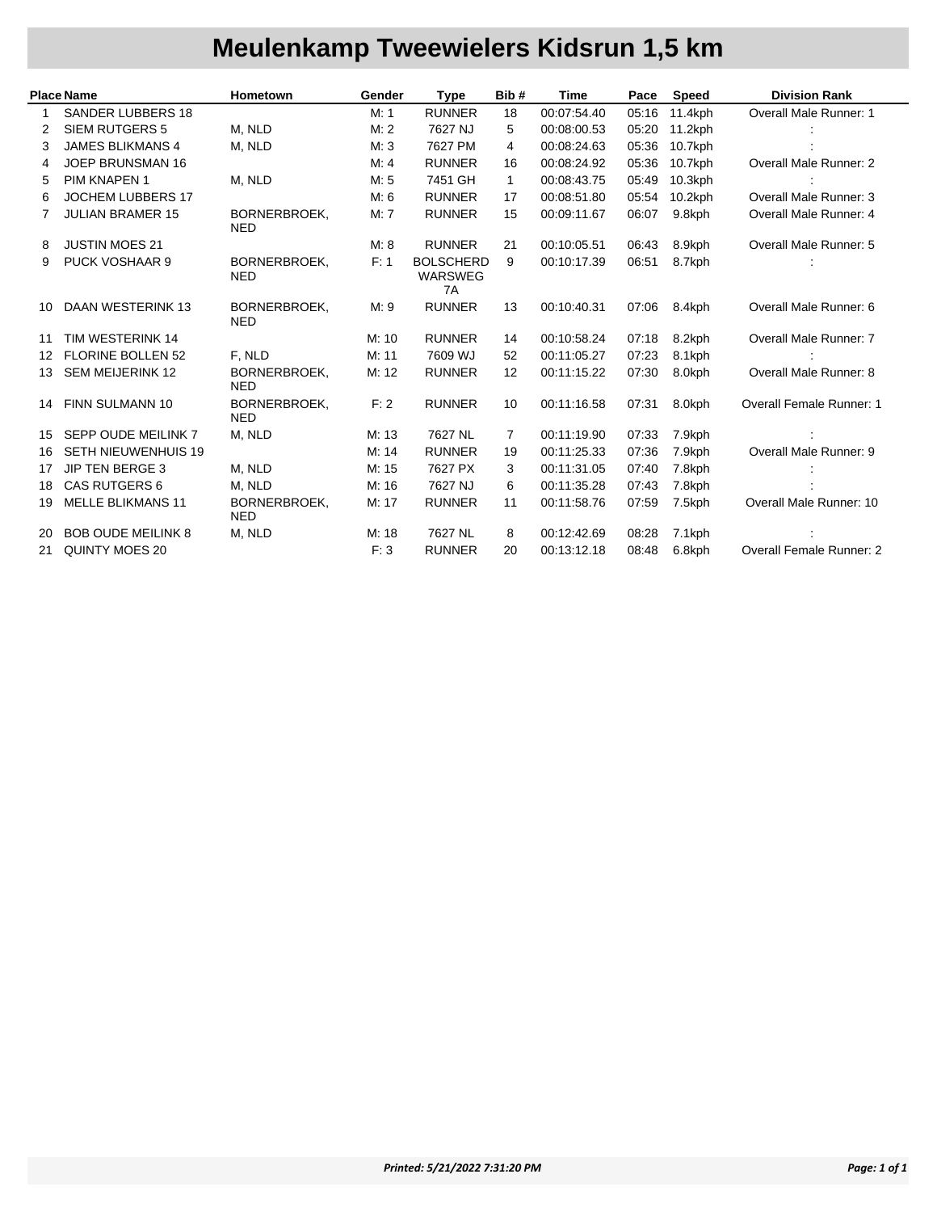# Meulenkamp Tweewielers Kidsrun 1,5 km

| Place | Name | Hometown | Gender | Type | Bib # | Time | Pace | Speed | Division Rank |
|---|---|---|---|---|---|---|---|---|---|
| 1 | SANDER LUBBERS 18 | | M: 1 | RUNNER | 18 | 00:07:54.40 | 05:16 | 11.4kph | Overall Male Runner: 1 |
| 2 | SIEM RUTGERS 5 | M, NLD | M: 2 | 7627 NJ | 5 | 00:08:00.53 | 05:20 | 11.2kph | : |
| 3 | JAMES BLIKMANS 4 | M, NLD | M: 3 | 7627 PM | 4 | 00:08:24.63 | 05:36 | 10.7kph | : |
| 4 | JOEP BRUNSMAN 16 | | M: 4 | RUNNER | 16 | 00:08:24.92 | 05:36 | 10.7kph | Overall Male Runner: 2 |
| 5 | PIM KNAPEN 1 | M, NLD | M: 5 | 7451 GH | 1 | 00:08:43.75 | 05:49 | 10.3kph | : |
| 6 | JOCHEM LUBBERS 17 | | M: 6 | RUNNER | 17 | 00:08:51.80 | 05:54 | 10.2kph | Overall Male Runner: 3 |
| 7 | JULIAN BRAMER 15 | BORNERBROEK, NED | M: 7 | RUNNER | 15 | 00:09:11.67 | 06:07 | 9.8kph | Overall Male Runner: 4 |
| 8 | JUSTIN MOES 21 | | M: 8 | RUNNER | 21 | 00:10:05.51 | 06:43 | 8.9kph | Overall Male Runner: 5 |
| 9 | PUCK VOSHAAR 9 | BORNERBROEK, NED | F: 1 | BOLSCHERD WARSWEG 7A | 9 | 00:10:17.39 | 06:51 | 8.7kph | : |
| 10 | DAAN WESTERINK 13 | BORNERBROEK, NED | M: 9 | RUNNER | 13 | 00:10:40.31 | 07:06 | 8.4kph | Overall Male Runner: 6 |
| 11 | TIM WESTERINK 14 | | M: 10 | RUNNER | 14 | 00:10:58.24 | 07:18 | 8.2kph | Overall Male Runner: 7 |
| 12 | FLORINE BOLLEN 52 | F, NLD | M: 11 | 7609 WJ | 52 | 00:11:05.27 | 07:23 | 8.1kph | : |
| 13 | SEM MEIJERINK 12 | BORNERBROEK, NED | M: 12 | RUNNER | 12 | 00:11:15.22 | 07:30 | 8.0kph | Overall Male Runner: 8 |
| 14 | FINN SULMANN 10 | BORNERBROEK, NED | F: 2 | RUNNER | 10 | 00:11:16.58 | 07:31 | 8.0kph | Overall Female Runner: 1 |
| 15 | SEPP OUDE MEILINK 7 | M, NLD | M: 13 | 7627 NL | 7 | 00:11:19.90 | 07:33 | 7.9kph | : |
| 16 | SETH NIEUWENHUIS 19 | | M: 14 | RUNNER | 19 | 00:11:25.33 | 07:36 | 7.9kph | Overall Male Runner: 9 |
| 17 | JIP TEN BERGE 3 | M, NLD | M: 15 | 7627 PX | 3 | 00:11:31.05 | 07:40 | 7.8kph | : |
| 18 | CAS RUTGERS 6 | M, NLD | M: 16 | 7627 NJ | 6 | 00:11:35.28 | 07:43 | 7.8kph | : |
| 19 | MELLE BLIKMANS 11 | BORNERBROEK, NED | M: 17 | RUNNER | 11 | 00:11:58.76 | 07:59 | 7.5kph | Overall Male Runner: 10 |
| 20 | BOB OUDE MEILINK 8 | M, NLD | M: 18 | 7627 NL | 8 | 00:12:42.69 | 08:28 | 7.1kph | : |
| 21 | QUINTY MOES 20 | | F: 3 | RUNNER | 20 | 00:13:12.18 | 08:48 | 6.8kph | Overall Female Runner: 2 |

*Printed: 5/21/2022 7:31:20 PM*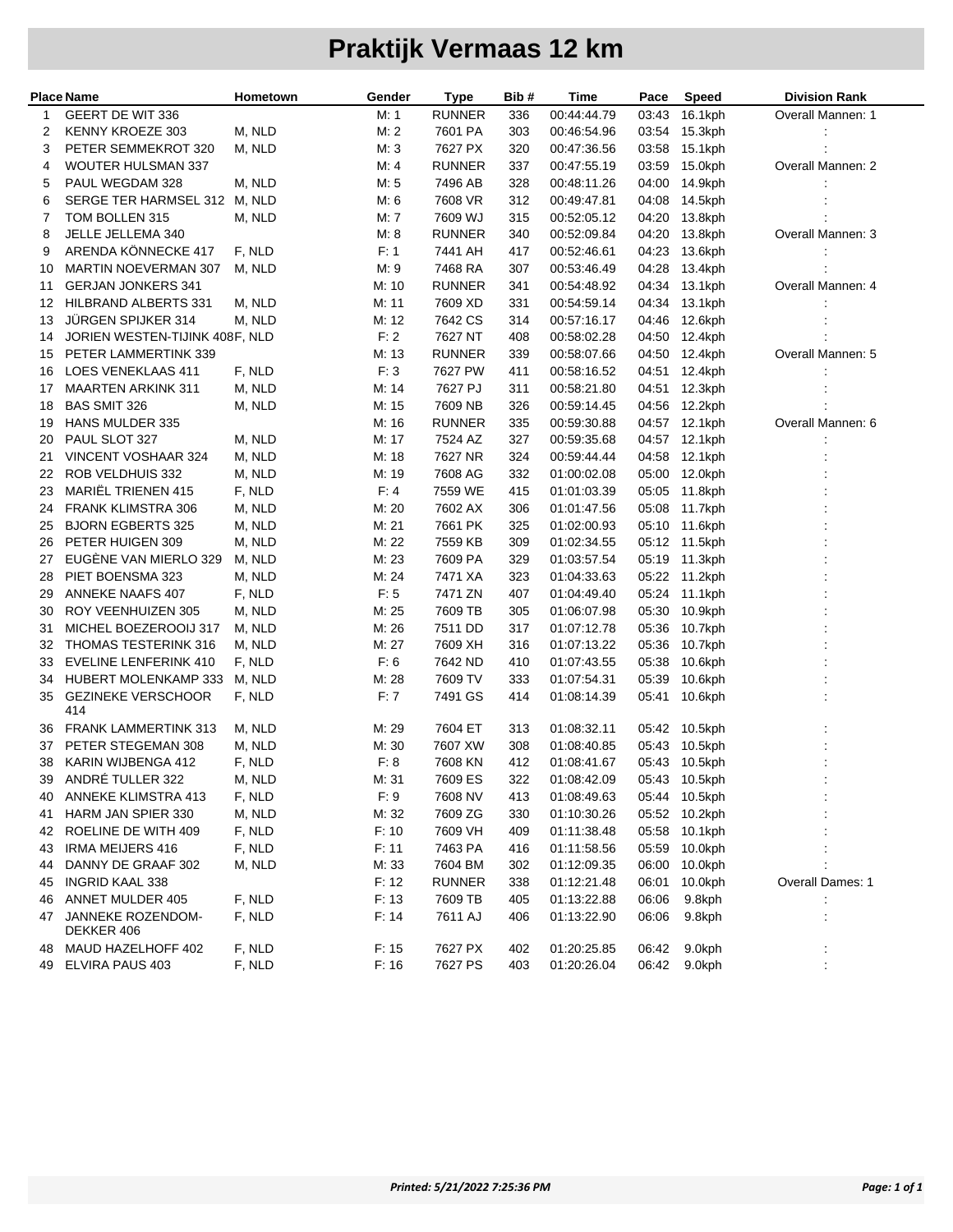# Praktijk Vermaas 12 km

| Place | Name | Hometown | Gender | Type | Bib # | Time | Pace | Speed | Division Rank |
|---|---|---|---|---|---|---|---|---|---|
| 1 | GEERT DE WIT 336 | | M: 1 | RUNNER | 336 | 00:44:44.79 | 03:43 | 16.1kph | Overall Mannen: 1 |
| 2 | KENNY KROEZE 303 | M, NLD | M: 2 | 7601 PA | 303 | 00:46:54.96 | 03:54 | 15.3kph | : |
| 3 | PETER SEMMEKROT 320 | M, NLD | M: 3 | 7627 PX | 320 | 00:47:36.56 | 03:58 | 15.1kph | : |
| 4 | WOUTER HULSMAN 337 | | M: 4 | RUNNER | 337 | 00:47:55.19 | 03:59 | 15.0kph | Overall Mannen: 2 |
| 5 | PAUL WEGDAM 328 | M, NLD | M: 5 | 7496 AB | 328 | 00:48:11.26 | 04:00 | 14.9kph | : |
| 6 | SERGE TER HARMSEL 312 | M, NLD | M: 6 | 7608 VR | 312 | 00:49:47.81 | 04:08 | 14.5kph | : |
| 7 | TOM BOLLEN 315 | M, NLD | M: 7 | 7609 WJ | 315 | 00:52:05.12 | 04:20 | 13.8kph | : |
| 8 | JELLE JELLEMA 340 | | M: 8 | RUNNER | 340 | 00:52:09.84 | 04:20 | 13.8kph | Overall Mannen: 3 |
| 9 | ARENDA KÖNNECKE 417 | F, NLD | F: 1 | 7441 AH | 417 | 00:52:46.61 | 04:23 | 13.6kph | : |
| 10 | MARTIN NOEVERMAN 307 | M, NLD | M: 9 | 7468 RA | 307 | 00:53:46.49 | 04:28 | 13.4kph | : |
| 11 | GERJAN JONKERS 341 | | M: 10 | RUNNER | 341 | 00:54:48.92 | 04:34 | 13.1kph | Overall Mannen: 4 |
| 12 | HILBRAND ALBERTS 331 | M, NLD | M: 11 | 7609 XD | 331 | 00:54:59.14 | 04:34 | 13.1kph | : |
| 13 | JÜRGEN SPIJKER 314 | M, NLD | M: 12 | 7642 CS | 314 | 00:57:16.17 | 04:46 | 12.6kph | : |
| 14 | JORIEN WESTEN-TIJINK 408 | F, NLD | F: 2 | 7627 NT | 408 | 00:58:02.28 | 04:50 | 12.4kph | : |
| 15 | PETER LAMMERTINK 339 | | M: 13 | RUNNER | 339 | 00:58:07.66 | 04:50 | 12.4kph | Overall Mannen: 5 |
| 16 | LOES VENEKLAAS 411 | F, NLD | F: 3 | 7627 PW | 411 | 00:58:16.52 | 04:51 | 12.4kph | : |
| 17 | MAARTEN ARKINK 311 | M, NLD | M: 14 | 7627 PJ | 311 | 00:58:21.80 | 04:51 | 12.3kph | : |
| 18 | BAS SMIT 326 | M, NLD | M: 15 | 7609 NB | 326 | 00:59:14.45 | 04:56 | 12.2kph | : |
| 19 | HANS MULDER 335 | | M: 16 | RUNNER | 335 | 00:59:30.88 | 04:57 | 12.1kph | Overall Mannen: 6 |
| 20 | PAUL SLOT 327 | M, NLD | M: 17 | 7524 AZ | 327 | 00:59:35.68 | 04:57 | 12.1kph | : |
| 21 | VINCENT VOSHAAR 324 | M, NLD | M: 18 | 7627 NR | 324 | 00:59:44.44 | 04:58 | 12.1kph | : |
| 22 | ROB VELDHUIS 332 | M, NLD | M: 19 | 7608 AG | 332 | 01:00:02.08 | 05:00 | 12.0kph | : |
| 23 | MARIËL TRIENEN 415 | F, NLD | F: 4 | 7559 WE | 415 | 01:01:03.39 | 05:05 | 11.8kph | : |
| 24 | FRANK KLIMSTRA 306 | M, NLD | M: 20 | 7602 AX | 306 | 01:01:47.56 | 05:08 | 11.7kph | : |
| 25 | BJORN EGBERTS 325 | M, NLD | M: 21 | 7661 PK | 325 | 01:02:00.93 | 05:10 | 11.6kph | : |
| 26 | PETER HUIGEN 309 | M, NLD | M: 22 | 7559 KB | 309 | 01:02:34.55 | 05:12 | 11.5kph | : |
| 27 | EUGÈNE VAN MIERLO 329 | M, NLD | M: 23 | 7609 PA | 329 | 01:03:57.54 | 05:19 | 11.3kph | : |
| 28 | PIET BOENSMA 323 | M, NLD | M: 24 | 7471 XA | 323 | 01:04:33.63 | 05:22 | 11.2kph | : |
| 29 | ANNEKE NAAFS 407 | F, NLD | F: 5 | 7471 ZN | 407 | 01:04:49.40 | 05:24 | 11.1kph | : |
| 30 | ROY VEENHUIZEN 305 | M, NLD | M: 25 | 7609 TB | 305 | 01:06:07.98 | 05:30 | 10.9kph | : |
| 31 | MICHEL BOEZEROOIJ 317 | M, NLD | M: 26 | 7511 DD | 317 | 01:07:12.78 | 05:36 | 10.7kph | : |
| 32 | THOMAS TESTERINK 316 | M, NLD | M: 27 | 7609 XH | 316 | 01:07:13.22 | 05:36 | 10.7kph | : |
| 33 | EVELINE LENFERINK 410 | F, NLD | F: 6 | 7642 ND | 410 | 01:07:43.55 | 05:38 | 10.6kph | : |
| 34 | HUBERT MOLENKAMP 333 | M, NLD | M: 28 | 7609 TV | 333 | 01:07:54.31 | 05:39 | 10.6kph | : |
| 35 | GEZINEKE VERSCHOOR 414 | F, NLD | F: 7 | 7491 GS | 414 | 01:08:14.39 | 05:41 | 10.6kph | : |
| 36 | FRANK LAMMERTINK 313 | M, NLD | M: 29 | 7604 ET | 313 | 01:08:32.11 | 05:42 | 10.5kph | : |
| 37 | PETER STEGEMAN 308 | M, NLD | M: 30 | 7607 XW | 308 | 01:08:40.85 | 05:43 | 10.5kph | : |
| 38 | KARIN WIJBENGA 412 | F, NLD | F: 8 | 7608 KN | 412 | 01:08:41.67 | 05:43 | 10.5kph | : |
| 39 | ANDRÉ TULLER 322 | M, NLD | M: 31 | 7609 ES | 322 | 01:08:42.09 | 05:43 | 10.5kph | : |
| 40 | ANNEKE KLIMSTRA 413 | F, NLD | F: 9 | 7608 NV | 413 | 01:08:49.63 | 05:44 | 10.5kph | : |
| 41 | HARM JAN SPIER 330 | M, NLD | M: 32 | 7609 ZG | 330 | 01:10:30.26 | 05:52 | 10.2kph | : |
| 42 | ROELINE DE WITH 409 | F, NLD | F: 10 | 7609 VH | 409 | 01:11:38.48 | 05:58 | 10.1kph | : |
| 43 | IRMA MEIJERS 416 | F, NLD | F: 11 | 7463 PA | 416 | 01:11:58.56 | 05:59 | 10.0kph | : |
| 44 | DANNY DE GRAAF 302 | M, NLD | M: 33 | 7604 BM | 302 | 01:12:09.35 | 06:00 | 10.0kph | : |
| 45 | INGRID KAAL 338 | | F: 12 | RUNNER | 338 | 01:12:21.48 | 06:01 | 10.0kph | Overall Dames: 1 |
| 46 | ANNET MULDER 405 | F, NLD | F: 13 | 7609 TB | 405 | 01:13:22.88 | 06:06 | 9.8kph | : |
| 47 | JANNEKE ROZENDOM-DEKKER 406 | F, NLD | F: 14 | 7611 AJ | 406 | 01:13:22.90 | 06:06 | 9.8kph | : |
| 48 | MAUD HAZELHOFF 402 | F, NLD | F: 15 | 7627 PX | 402 | 01:20:25.85 | 06:42 | 9.0kph | : |
| 49 | ELVIRA PAUS 403 | F, NLD | F: 16 | 7627 PS | 403 | 01:20:26.04 | 06:42 | 9.0kph | : |

*Printed: 5/21/2022 7:25:36 PM*